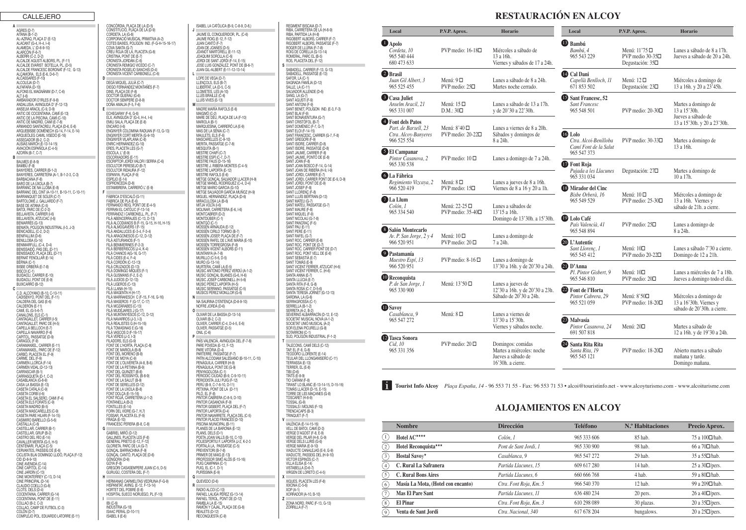# CALLEJERO

**A**

AGRES (D-7)
AITANA (B-1-2)
AL-AZRAQ, PLAÇA D' (E-12)
ALACANT (G-4, H-4, I-4)
ALAMEDA, L' (D-8-9-10)
ALARCÓN (F-6-7)
ALBERRI (C-2, D-2)
ALCALDE AGUSTÍ ALBORS, PL. (F-11)
ALCALDE EVARIST BOTELLA, PL. (D-5)
ALCALDE FRANCESC BORONAT (F-12, G-13)
ALÇAMORA, ELS (E-6, D-6-7)
ALCASSARES (F-10)
ALCOLEJA (D-7)
ALFAFARA (D-10)
ALFONS EL MAGNÀNIM (D-7, C-6)
ALT (I-6)
AMBAIXADOR D'IRLES (F-9-8)
ANDALUSIA, AVINGUDA D' (F-12-13)
ANSELM ARACIL (C-9, D-9)
ANTIC DE COCENTAINA, CAMÍ (E-13)
ANTIC DE LA PISCINA, CAMÍ (C-10)
ANTIC DE MADRID, CAMÍ (E-7-8)
ARMANDO SANTACREU, PLAÇA (D-6, E-6)
ARQUEBISBE DOMÈNECH (G-14, F-14, E-14)
ARQUEÒLEG CAMIL VISEDO (E-16)
ASSEGADOR (B-2, C-2)
AUSIÀS MARCH (E-13-14-15)
AVIACIÓN ESPAÑOLA (C-4-5)
AZORÍN (B-7, C-7)

**B**

BALMES (E-8-9)
BAMBÚ (F-8)
BANYERES, CARRER (B-1-2)
BANYERES, CARRETERA (A-1, B-1-2-3, C-3)
BARBACANA (F-8)
BARÓ DE LA UXOLA (B-7)
BARRANC DE NA LLOBA (E-8)
BARRANC DEL CINT (A-10-11, B-10-11, C-10-11)
BARRANQUET DE SOLER (C-7)
BARTOLOMÉ J. GALLARDO (F-7)
BASE DE AITANA (C-5)
BATOI, PARC DE (C-2-3)
BELLAVISTA, CARRER (I-6)
BELLAVISTA, ATZUCAC (I-6)
BENIARRÉS (G-13)
BENIATA, POLÍGON INDUSTRIAL (I-3, J-3)
BENICADELL (C-2, D-2)
BENIFALLIM (D-6)
BENILLOBA (G-14)
BENIMARFULL (C-4, D-4)
BENISSAIDÓ, PAS DEL (D-11)
BENISSAIDÓ, PLAÇA DEL (D-11)
BERNAT FENOLLAR (E-14)
BÈRNIA (C-1)
BISBE ORBERÀ (E-7-8)
BISCOI (C-1)
BUIDAOLI, CARRER (E-10)
BUIDAOLI, PONT DE (E-9)
BUIXCARRÓ (B-12)

**C**

C.D. ALCOYANO (B-10, C-10-11)
CADISENYO, PONT DEL (F-11)
CALDERA DEL GAS (E-6)
CALDERÓN (E-11)
CAMÍ, EL (G-5-6-7)
CANALONS, ELS (C-1)
CANTAGALLET, CARRER (I-5)
CANTAGALLET, PARC DE (H-5)
CAPELLÀ BELLOCH (F-7)
CAPELLÀ NAVARRO (F-6)
CAPITOL, PASSATGE (D-9)
CARAGOL (F-9)
CARAMANXEL, CARRER (E-11)
CARAMANXEL, PARC DE (F-12)
CARBÓ, PLACETA EL (F-9)
CARME, DEL (F-9)
CARMEN LLORCA (F-14)
CARMEN VIDAL (D-12-13)
CARRASCAR (B-1)
CARRASQUETA (D-1, C-2)
CASABLANCA (G-8-9)
CASA LA BASSA (E-13)
CASETA CATALÀ (C-9)
CASETA CORBÍ (I-6)
CASETA EL SALSERO, CAMÍ (F-4)
CASETA ELS FORATS (C-9)
CASETA MADRID (B-5)
CASETA MASCARELLES (C-9)
CASETA PARE HILARI (F-14-15)
CASIMIRO BARELLO (G-5-6)
CASTALLA (C-6)
CASTELLAR, CARRER (B-1)
CASTELLAR, GRUP (B-2)
CASTRO DEL RÍO (E-14)
CAVALLER MERITA (G-5, H-5)
CENTENARI, PLAÇA (C-5)
CERVANTES, PASSEIG DE (E-8)
CICLISTA BLAI DOMINGO LLIDÓ, PLAÇA (F-12)
CID (D-8-9-10)
CINE AVENIDA (C-14)
CINE CAPITOL (C-14)
CINE JARDÍN (C-13)
CINE MONTERREY (C-13, D-14)
CINE PRINCIPAL (D-14)
CLAUDIO COELLO (G-8)
CLOTS, DELS (D-4)
COCENTAINA, CARRER (G-14)
COCENTAINA, PONT DE (E-11)
COLLAO (B-2, C-2)
COLLAO, CAMP DE FUTBOL (C-3)
COLÓN (D-7)
COMPLEJO POL. EDUARDO LATORRE (E-11)
CONCÒRDIA, PLAÇA DE LA (D-5)
CONSTITUCIÓ, PLAÇA DE LA (D-9)
CORDETA, LA (G-8)
CORPORACIÓ MUSICAL PRIMITIVA (A-2)
COTES BAIXES, POLÍGON IND. (F-G-H-15-16-17)
COVA SANTA (G-7)
CREU ROJA DE LA, PLACETA (G-8)
CRISTINA, PONT DE (E-7)
CRONISTA JORDÁN (C-6)
CRONISTA REMIGIO VICEDO (C-7)
CRONISTA ROGELIO SANCHÍS (D-6)
CRONISTA VICENT CARBONELL (C-6)

**D**

DEGÀ MIQUEL JULIÀ (C-7)
DIEGO FERNÁNDEZ MONTAÑÉS (F-7)
DINS, PLAÇA DE (F-8)
DOCTOR GUERAU (G-6)
DOCTOR SEMPERE (D-8-9)
DOÑA AMALIA (F-5, F-6)

**E**

ECHEGARAY (F-6, G-6)
ELX, AVINGUDA D' (G-4, H-4, I-4)
EMILI SALA, PLAÇA DE (E-8)
ENCARO (I-6)
ENGINYER COLOMINA RADUAN (F-13, G-13)
ENGINYER CORT MERITA (G-9-10)
ENGINYER VILAPLANA (C-8)
ENRIC HERNÀNDEZ (C-10)
ERES, PLACETA LES (G-7)
ESCOLA, L' (E-9)
ESCORXADORS (E-11)
ESCRIPTOR JORDI VALOR I SERRA (C-6)
ESCULTOR PERESEJO (B-7)
ESCULTOR RIDAURA (F-12)
ESPANYA, PLAÇA (F-9)
ESPEJO (E-14)
ESPRONCEDA (D-8)
ESTAMBRERA, CARRERÓ L' (E-9)

**F**

FÀBRICA D'ESCALÓ (G-11)
FÀBRICA DE PLA (E-6)
FERNANDO REIG, PONT DE (E-4-5)
FERRAN EL CATÒLIC (F-13-14)
FERRÀNDIZ I CARBONELL, PL. (F-7)
FILÀ ABENCERRAJES (C-13, D-13)
FILÀ ALCODIANOS B (F-15, G-15, H-16, H-15)
FILÀ ALMOGÀVERS I (F-15)
FILÀ ANDALUCES (E-3-4, F-3-4)
FILÀ ARAGONESOS (C-12, D-12)
FILÀ ASTURIANOS (F-1)
FILÀ BENIMERINES (F-2-3)
FILÀ BERBERISCOS (J-4, K-4)
FILÀ CHANOS A(G-16, G-17)
FILÀ CIDES (E-4, F-4)
FILÀ CORDÓN (C-12-13)
FILÀ CRUZADOS (D-13)
FILÀ DOMINGO MIQUES (F-1)
FILÀ GUSMANS (F-2, E-2)
FILÀ JUDÍOS (D-12-13)
FILÀ LLÉGEROS (C-13)
FILÀ LLANA (H-15)
FILÀ MAGENTA H (H-17)
FILÀ MARRAKESCH C (F-15, F-16, G-16)
FILÀ MASEROS F (G-17, C-17)
FILÀ MOZÁRABES (C-13)
FILÀ MUDÉJARES J (G-17)
FILÀ MUNTANYESOS (C-12, D-12)
FILÀ NAVARROS (J-3, I-3)
FILÀ REALISTES G (H-15-16)
FILÀ TOMASINAS E (G-16)
FILÀ VASCOS D (F-16-17)
FILÀ VERDS (J-3, I-3)
FILADORS, ELS (G-9)
FONT DE L'HORTA, PLAÇA (C-8)
FONT DE MARIOLA (B-8)
FONT DEL MORENO (B-8)
FONT DE MOYA (C-9)
FONT DE L'OLIVERETA (A-8, B-8)
FONT DE LA PETXINA (B-9)
FONT DEL QUINZET (B-8)
FONT DEL ROSSINYOL (B-8-9)
FONT DE LA SALUT (B-9)
FONT DE SERELLES (D-12)
FONT DE LA UXOLA (B-8)
FONT DOLÇA (E-15-16)
FONT ROJA, CARRETERA (J-1-2)
FONTANELLA (B-2)
FONTILLES (E-14)
FORN DEL VIDRE (G-7, H-7)
FOSSAR, PLACETA EL (F-9)
FRAGA (E-10)
FRANCESC PERERA (B-8, C-8)

**G**

GABRIEL MIRÓ (D-12)
GALLINES, PLACETA LES (F-8)
GENERAL PRIETO (E-12, F-12)
GLORIETA, PARC DE LA (G-7)
GONÇAL BARRACHINA (F-9)
GONÇAL CANTÓ, PLAÇA DE (D-6)
GÒNGORA (D-9)
GOYA (F-8)
GREGORI CASASEMPERE JUAN (C-5, D-5)
GURUGÚ, COSTERA DEL (F-7)

**H**

HERMANAS CARMELITAS VEDRUNA (F-G-9)
HISPANITAT, AVING. (E-12, F-13-14)
HORTET DEL POBRE (E-8)
HOSPITAL SUECO NORUEGO, PL (F-10)

**I**

IBI (C-6)
INDÚSTRIA (G-10)
ISAAC PERAL (D-10-11)
ISABEL II (E-6)
ISABEL LA CATÒLICA (B-9, C-8-9, D-8,)

**J**

JAUME EL CONQUERIDOR, PL. (C-6)
JAUME ROIG (E-12, F-12)
JUAN CANTÓ (F-7)
JOAN DE JOANES (D-5)
JOANOT MARTORELL (E-11-12)
JOAQUIM SOROLLA (C-6)
JORDI DE SANT JORDI (F-14, E-15)
JOSE LUIS GONZÁLEZ, PONT DE (B-6-7)
JUAN GIL-ALBERT (E-11-12-13-14)

**L**

LOPE DE VEGA (D-7)
LLENÇOLS, ELS (B-7)
LLIBERTAT, LA (D-5, C-5)
LLOMETES, LES (A-10)
LLUÍS BRAILLE (C-8)
LLUÍS VIVES (E-13)

**M**

MADRE MARÍA RAFOLS (E-6)
MAIGMÓ (C-2)
MARE DE DÉU, PLAÇA DE LA (F-10)
MARIOLA (B-1)
MARQUESINA, CARRERÓ LA (E-9)
MAS DE LA SÈNIA (C-7)
MAULETS, ELS (F-6)
MASCARELLES (C-9-10)
MERITA, PASSATGE (C-7-8)
MESQUITA (B-1)
MESTRE CHAPÍ (C-7)
MESTRE ESPÍ (C-7, D-7)
MESTRE FAUS (D-15-16)
MESTRE J. RIBERA MONTES (C-4-5)
MESTRE LAPORTA (E-12)
MESTRE RAFOLS (E-6)
METGE GONÇAL SALVADOR LLACER (H-9)
METGE MANEL RODRÍGUEZ (C-4, D-4)
METGE MARIO GARCIA (G-10)
METGE SALVADOR GARCIA MUÑOZ (H-9)
MIGUEL HERNÁNDEZ, PLAÇA (D-6)
MIRACULOSA LA (B-6)
MITJA VOLTA (I-6)
MOLINAR, CARRETERA (E-6, I-6)
MONTCABRER (D-2)
MONTDÚBER (C-1)
MONTGÓ (C-1)
MOSSÉN ARNAUDA (E-12)
MOSSÉN CIRILO TORMO (B-7)
MOSSÉN JOSEP, PLAÇA DE (F-7)
MOSSÉN RAFEL DE L'AVE MARIA (E-10)
MOSSÉN TORREGROSA (F-8)
MOSSÉN VICENT ALBORS (D-11)
MUNTANYA (A-7-8)
MURILLO (C-5-6, D-5)
MURO (G-13-14)
MURTERA, CAMÍ LA (E-5)
MÚSIC ANTONIO PÉREZ VERDÚ (A-1-2)
MÚSIC GONÇAL BLANES (G-6, H-6)
MÚSIC JOSEP CARBONELL (H-5-6)
MÚSIC PÉREZ LAPORTA (H-5)
MÚSIC SERRANO, PASSATGE (C-5)
MÚSICS PÉREZ MONLLOR (G-8)

**N**

NA SAURINA D'ENTENÇA (D-8-9-10)
NOFRE JORDÁ (D-6)

**O**

OLIVAR DE LA BASSA (D-13-14)
OLIVAR (B-2, C-2)
OLIVER, CARRER (C-4, D-4-5, E-6)
OLIVER, PASSATGE (D-5)
ONIL (C-6)

**P**

PAÍS VALENCIÀ, AVINGUDA DEL (F-7-8)
PARE POVEDA (E-12, F-12)
PARE VITÒRIA (D-8)
PARTERRE, PASSATGE (F-7)
PATÍN ALCODIAM SALESIANO (B-10-11, C-10)
PENÁGUILA, CARRER (H-9)
PENÁGUILA, PONT DE (G-9)
PENYAGOLOSA (C-1)
PERIODIC CIUDAD (B-9, C-9-10-11)
PERIODISTA JULI PUIG (F-12)
PERÚ (B-9, C-7-8-10, D-11)
PETXINA, PONT DE LA (D-11)
PILÓ, EL (F-8)
PINTOR CABRERA (C-8-9, D-10)
PINTOR CASANOVA (F-9)
PINTOR GISBERT, PLAÇA DEL (F-7)
PINTOR LAPORTA (D-4)
PINTOR NAVARRETE, PLAÇA DEL (C-5)
PINTOR PLÁCID FRANCÉS (D-10)
PISCINA MUNICIPAL (B-11)
PLANES DE LA BARONIA (E-12)
PLANS, DELS (D-1)
POETA JOAN VALLS (B-10, C-10)
POLIESPORTIU F. LAPORTA (J-2, K-2-3)
PORTAL A LA, PASSATGE (C-5)
PREVENTORI (B-7-8)
PRIMER DE MAIG (E-13)
PROFESSOR SIMÓ ALÓS (E-15-16)
PUIG CAMPANA (C-1)
PUIG, EL (C-1, D-1)
PURÍSSIMA (E-9)

**Q**

QUEVEDO (D-6)

**R**

RADIO ALCOI (C-10)
RAFAEL LALIGA PÉREZ (G-13-14)
RAFAEL TEROL, PONT DE (D-12)
RAMBLA LA (E-15)
RAMÓN Y CAJAL, PLAÇA DE (G-8)
REALETS (D-12)
RECONQUESTA (C-9)
REGIMENT BISCAIA (D-7)
RIBA, CARRETERA DE LA (H-8-9)
RIBA, PARTIDA LA (H-8)
RIGOBERT ALBORS, CARRER (F-7)
RIGOBERT ALBORS, PASSATGE (F-7)
ROGER DE LLÚRIA (F-7-8)
ROIG DE CORELLA (G-13-14)
ROMERAL, PARC EL (B-5)
ROS, PLACETA DEL (F-12)

**S**

SABADELL, CARRER (F-13, G-13)
SABADELL, PASSATGE (E-13)
SAFOR, LA (C-1)
SAGRADA FAMÍLIA (D-12)
SALLE, LA (C-11)
SALVADOR ALLENDE (D-6)
SANG, LA (G-7)
SANT AGUSTÍ (F-9)
SANT ANTONI (F-9)
SANT BENET, POLÍGON IND. (E-3, F-3)
SANT BLAI (F-9)
SANT BONAVENTURA (G-7)
SANT CRISTÒFOL (B-7)
SANT DOMÈNEC (F-7, G-7)
SANT ELOI (F-14-15)
SANT FRANCESC, CARRER (G-7, F-8)
SANT GREGORI (F-9)
SANT ISIDRE, CARRER (D-8)
SANT ISIDRE, PASSATGE (D-8)
SANT JAUME, CARRER (F-8)
SANT JAUME, PONT DE (E-8)
SANT JOAN (F-8)
SANT JOAN BOSCO (F-14, G-14)
SANT JOAN DE RIBERA (H-9, I-9)
SANT JORDI, CARRER (E-7)
SANT JORDI, CARRER PONT DE (E-8, D-9)
SANT JORDI, PONT DE (E-9)
SANT JOSEP (F-8)
SANT LLORENÇ (F-8)
SANT LLUÍS BERTRAN (D-13)
SANT MATEU (G-7)
SANT MATEU, PASSATGE (G-7)
SANT MAURE (F-8)
SANT MIQUEL (F-9)
SANT NICOLAU (G-7-8)
SANT PANCRAÇ (F-5)
SANT PAU (E-11)
SANT PERE (E-11)
SANT RAFEL (G-7)
SANT ROC, CARRER (E-8)
SANT ROC, PONT DE (D-7)
SANT ROC, CARRER PONT DE (D-7)
SANT ROC, PONT VELL DE (E-8)
SANT SEBASTIÀ (E-7)
SANT TOMÀS (E-9)
SANT VICENT FERRER, ATZUCAT (H-6)
SANT VICENT FERRER, C. (H-6)
SANTA ANNA (E-7)
SANTA LLÚCIA (E-7)
SANTA RITA (F-8, G-8)
SANTA ROSA (C-7, D-5-6)
SANTA TERESA JORNET (G-12-13)
SARDINA, LA (G-6)
SERRAGROSSA (C-1)
SERRELLA (B-1-2)
SERRETA (A-2, B-2)
SEVERINO ALBARRACÍN (D-12, E-12)
SOCIETAT MUSICAL NOVA (A-1-2)
SOCIETAT UNIÓ MUSICAL (A-2)
SOR ELENA PICURELLI (G-8)
SOTARRONI (C-1)
SUD, POLÍGON INDUSTRIAL (F-1-2)

**T**

TALECONS, CAMÍ DELS (C-12)
TAP, EL (F-8, G-8)
TEODORO LLORENTE (E-14)
TEULAR DEL LLONGANISERO (C-11)
TERRASSA (E-13)
TERRER, EL (E-8)
TIBI (D-6)
TINTS (E-8-9)
TIO CARAM (F-8)
TIRANT LO BLANC (E-13-14-15, D-15-16)
TOMÀS LLÀCER (D-15, E-15)
TORRE DE LES MAÇANES (G-8)
TOSCARET (H-8-9)
TOSSAL (G-9)
TOSSALS I MOLINS (F-10)
TRENCACAPS (B-3)
TRINQUET (F-7)

**V**

VALÈNCIA (E-14-15-16)
VELL DE BATOI, CAMÍ (D-3)
VERGE D'AGOST (F-8, E-9)
VERGE DEL PILAR (H-8, G-9)
VERGE DELS LLIRIS (G-6)
VERGE MARIA (E-9-10)
VIADUCTE CANALEJAS (E-9, G-9)
VIADUCTE, PASSEIG DEL (H-9-10)
VICTOR ESPINÓS (C-7)
VILLA ELISA (E-14)
VISTABELLA (D-6-7)
VIRGEN DE LORETO (C-4-5)

**X**

XIQUES, PLACETA LES (F-8)
XIXONA (C-5-6)
XOP (A-1)
XORRADOR (A-10, B-10)

**Z**

ZONA NORD, PARC (F-13, G-13)
ZORRILLA (F-7)

# RESTAURACIÓN EN ALCOY

| Local | P.V.P. Aprox. | Horario |
|---|---|---|
| **1 Apolo** *Cordeta, 10* 965 540 444 680 473 633 | PVP medio: 16-18€ | Miércoles a sábado de 13 a 16h. Viernes y sábados de 17 a 24h. |
| **2 Brasil** *Juan Gil Albert, 3* 965 525 455 | Menú: 9 € PVP medio: 25€ | Lunes a sábado de 8 a 24h. Martes noche cerrado. |
| **3 Casa Juliet** *Anselm Aracil, 21* 965 331 007 | Menú: 15 € D.M.: 30€ | Lunes a sábado de 13 a 17h. y de 20'30 a 22'30h. |
| **4 Font dels Patos** *Part. de Barxell, 23 Ctra. Alcoy-Banyeres* 966 525 554 | Menú: 8'40 € PVP medio: 20-22€ | Lunes a viernes de 8 a 20h. Sábados y domingos de 8 a 24h. |
| **5 El Campanar** *Pintor Casanova, 2* 965 330 538 | PVP medio: 10 € | Lunes a domingo de 7 a 24h. |
| **6 La Fábrica** *Regimiento Vizcaya, 2* 966 520 419 | Menú: 8 € PVP medio: 15€ | Lunes a jueves de 8 a 16h. Viernes de 8 a 16 y 20 a 1h. |
| **7 La Llum** *Colón, 1* 965 334 540 | Menú: 22-25 € PVP medio: 35-40€ | Lunes a sábados de 13'15 a 16h. Domingo de 13'30h. a 15'30h. |
| **8 Salón Montecarlo** *Av. P. San Jorge, 2 y 4* 966 520 951 | Menú: 10 € PVP medio: 20 € | Lunes a domingo de 7 a 24h. |
| **9 Pastamanía** *Maestro Espí, 13* 966 520 951 | PVP medio: 8-16 € | Lunes a domingo de 13'30 a 16h. y de 20'30 a 24h. |
| **10 Reconquista** *P. de San Jorge, 1* 965 330 900 | Menú: 13'50 € | Lunes a jueves de 12'30 a 16h. y de 20'30 a 23h. Sábado de 20'30 a 24h. |
| **11 Savoy** *Casablanca, 9* 965 547 272 | Menú: 8 € | Lunes a viernes de 13'30 a 15'30h. Viernes y sábados noche. |
| **12 Tasca Sonora** *Cid, 10* 965 331 356 | PVP medio: 20 € | Domingos: comidas Martes a miércoles: noche Jueves a sábado de 16'30h. a cierre. |
| **13 Bambú** *Bambú, 4* 965 543 229 | Menú: 11'75 € PVP medio 30-35€ Degustación: 35€ | Lunes a sábado de 8 a 17h. Jueves a sábado de 20 a 24h. |
| **14 Cal Dani** *Capellà Benlloch, 11* 671 853 502 | Menú: 12 € Degustación: 23€ | Miércoles a domingo de 13 a 16h. y 20 a 23'45h. |
| **15 Sant Francesc, 52** *Sant Francesc* 965 548 501 | PVP medio: 20-30€ | Martes a domingo de 13 a 15'30h. Jueves a sábado de 13 a 15'30h. y 20'30 a 23'30h. |
| **16 Lolo** *Ctra. Alcoi-Benilloba Camí Font de la Salut* 965 547 373 | PVP medio: 30-33€ | Martes a domingo de 13 a 16h. |
| **17 Font Roja** *Pujada a les Llacunes* 965 331 034 | Degustación: 27€ | Martes a domingo de 10 a 17h. |
| **18 Mirador del Cinc** *Bisbe Orberà, 16* 965 549 529 | Menú: 10 € PVP medio: 25-30€ | Miércoles a domingo de 13 a 16h. Viernes y sábado de 21h. a cierre. |
| **19 Lolo Café** *País Valencià, 41* 965 548 894 | PVP medio: 25€ | Lunes a domingo de 8 a 24h. |
| **20 L'Autentic** *Sant Llorenç, 1* 965 545 412 | Menú: 10€ PVP medio 20-22€ | Lunes a sábado 7'30 a cierre. Domingo de 12 a 21h. |
| **21 D'Anna** *Pl. Pintor Gisbert, 9* 965 546 810 | Menú: 10€ PVP medio: 20€ | Lunes a miércoles de 7 a 18h. Jueves a domingo todo el día. |
| **22 Font de l'Horta** *Pintor Cabrera, 29* 965 521 059 | Menú: 8'50€ PVP medio: 18-20€ | Miércoles a domingo de 13 a 16'30h. Viernes y sábado de 20'30h. a cierre. |
| **23 Malvasía** *Pintor Casanova, 24* 691 507 818 | Menú: 20€ | Martes a sábado de 12 a 16h. y de 19'30 a 24h. |
| **24 Santa Rita Rita** *Santa Rita, 19* 965 545 121 | PVP medio: 18-20€ | Abierto martes a sábado mañana y tarde. Domingo mañana. |

**Tourist Info Alcoy** *Plaça España, 14* - 96 553 71 55 - Fax: 96 553 71 53 • alcoi@touristinfo.net - www.alcoyturismo.com - www.alcoiturisme.com

# ALOJAMIENTOS EN ALCOY

| | Nombre | Dirección | Teléfono | N.º Habitaciones | Precio Aprox. |
|---|---|---|---|---|---|
| 1 | **Hotel AC\*\*\*\*** | *Colón, 1* | 965 333 606 | 85 hab. | 75 a 100€/hab. |
| 2 | **Hotel Reconquista\*\*\*** | *Pont de Sant Jordi, 1* | 965 330 900 | 98 hab. | 66 a 70€/hab. |
| 3 | **Hostal Savoy\*** | *Casablanca, 9* | 965 547 272 | 29 hab. | 35 a 55€/hab. |
| 4 | **C. Rural La Safranera** | *Partida Llacunes, 15* | 609 617 280 | 14 hab. | 25 a 30€/pers. |
| 5 | **C. Rural Bons Aires** | *Partida Llacunes, 6* | 660 666 768 | 4 hab. | 59 a 80€/hab. |
| 6 | **Masía La Mota, (Hotel con encanto)** | *Ctra. Font Roja, Km. 5* | 966 540 370 | 12 hab. | 99 a 209€/hab. |
| 7 | **Mas El Pare Sant** | *Partida Llacunes, 11* | 636 480 234 | 20 pers. | 26 a 40€/pers. |
| 8 | **El Pinar** | *Ctra. Font Roja, Km. 3* | 610 298 089 | 30 plazas. | 20 a 35€/pers. |
| 9 | **Venta de Sant Jordi** | *Ctra. Nacional, 340* | 617 678 204 | bungalows. | 20 a 25€/pers. |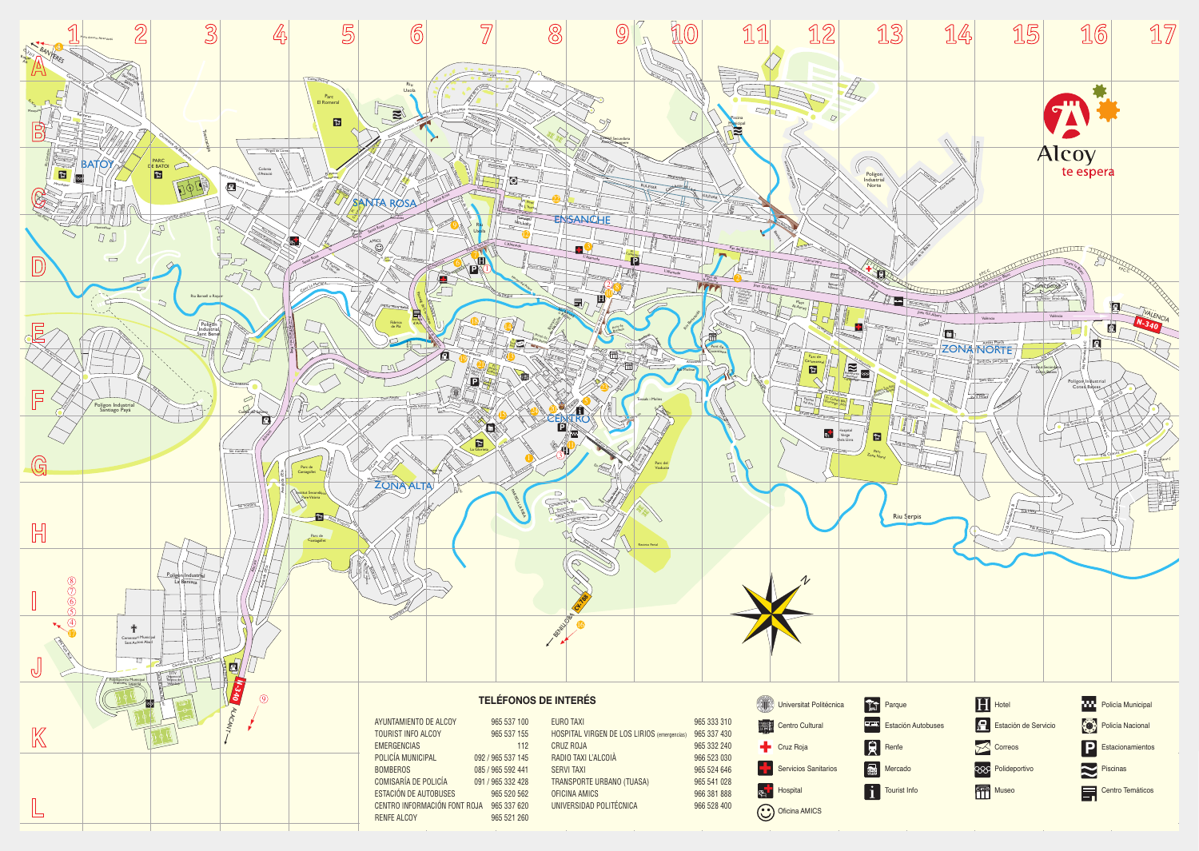Alcoy

te espera

## TELÉFONOS DE INTERÉS

| | | | |
|---|---|---|---|
| AYUNTAMIENTO DE ALCOY | 965 537 100 | EURO TAXI | 965 333 310 |
| TOURIST INFO ALCOY | 965 537 155 | HOSPITAL VIRGEN DE LOS LIRIOS (emergencias) | 965 337 430 |
| EMERGENCIAS | 112 | CRUZ ROJA | 965 332 240 |
| POLICÍA MUNICIPAL | 092 / 965 537 145 | RADIO TAXI L'ALCOIÀ | 966 523 030 |
| BOMBEROS | 085 / 965 592 441 | SERVI TAXI | 965 524 646 |
| COMISARÍA DE POLICÍA | 091 / 965 332 428 | TRANSPORTE URBANO (TUASA) | 965 541 028 |
| ESTACIÓN DE AUTOBUSES | 965 520 562 | OFICINA AMICS | 966 381 888 |
| CENTRO INFORMACIÓN FONT ROJA | 965 337 620 | UNIVERSIDAD POLITÉCNICA | 966 528 400 |
| RENFE ALCOY | 965 521 260 | | |

- Universitat Politècnica
- Centro Cultural
- Cruz Roja
- Servicios Sanitarios
- Hospital
- Oficina AMICS
- Parque
- Estación Autobuses
- Renfe
- Mercado
- Tourist Info
- Hotel
- Estación de Servicio
- Correos
- Polideportivo
- Museo
- Policía Municipal
- Policía Nacional
- Estacionamientos
- Piscinas
- Centro Temáticos